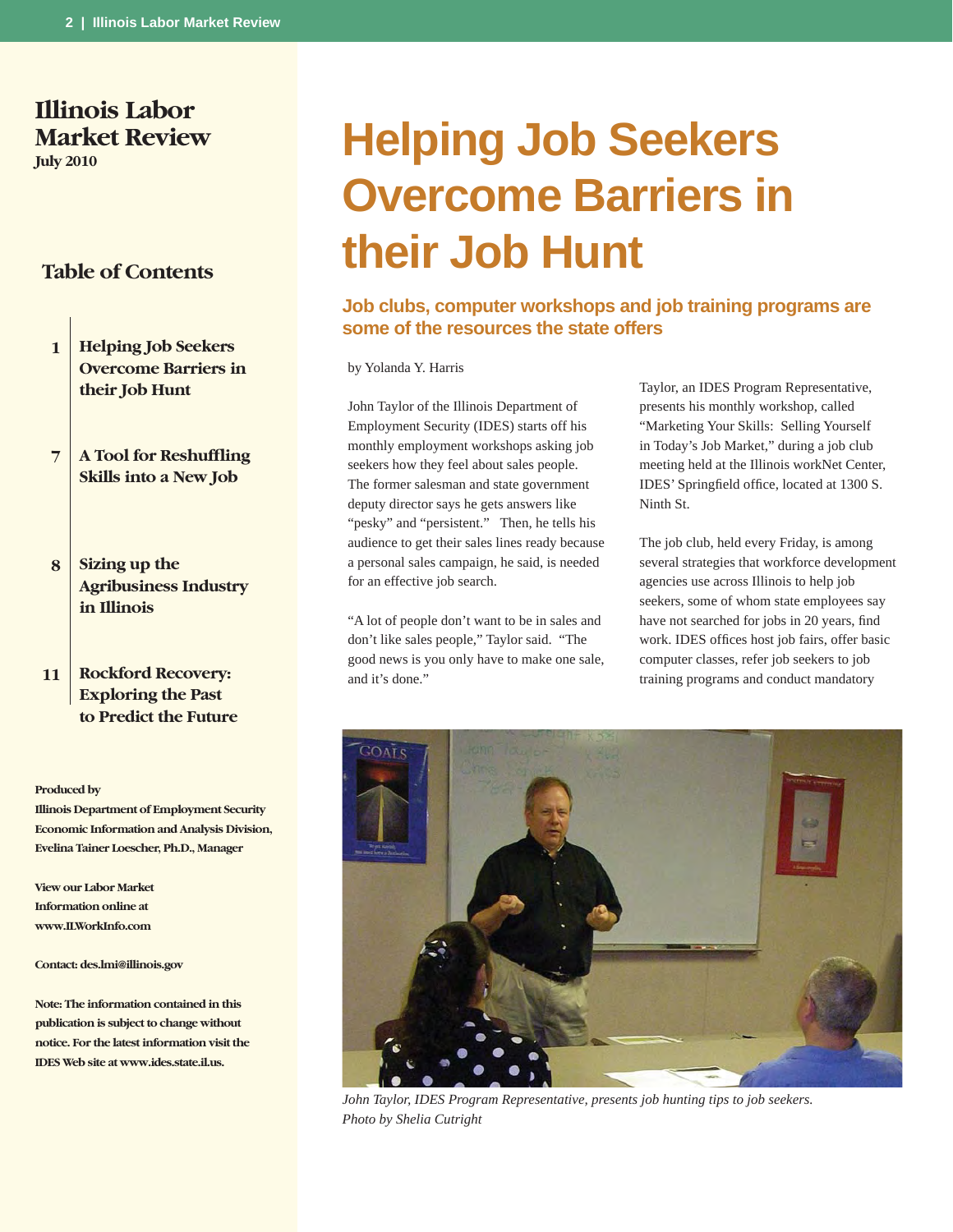# Illinois Labor Market Review

**July 2010**

## Table of Contents

1. **Helping Job Seekers Overcome Barriers in their Job Hunt** — 1
2. **A Tool for Reshuffling Skills into a New Job** — 7
3. **Sizing up the Agribusiness Industry in Illinois** — 8
4. **Rockford Recovery: Exploring the Past to Predict the Future** — 11

**Produced by**
**Illinois Department of Employment Security Economic Information and Analysis Division, Evelina Tainer Loescher, Ph.D., Manager**

**View our Labor Market Information online at www.ILWorkInfo.com**

**Contact: des.lmi@illinois.gov**

**Note: The information contained in this publication is subject to change without notice. For the latest information visit the IDES Web site at www.ides.state.il.us.**

# Helping Job Seekers Overcome Barriers in their Job Hunt

### Job clubs, computer workshops and job training programs are some of the resources the state offers

by Yolanda Y. Harris

John Taylor of the Illinois Department of Employment Security (IDES) starts off his monthly employment workshops asking job seekers how they feel about sales people. The former salesman and state government deputy director says he gets answers like "pesky" and "persistent." Then, he tells his audience to get their sales lines ready because a personal sales campaign, he said, is needed for an effective job search.

"A lot of people don't want to be in sales and don't like sales people," Taylor said. "The good news is you only have to make one sale, and it's done."

Taylor, an IDES Program Representative, presents his monthly workshop, called "Marketing Your Skills: Selling Yourself in Today's Job Market," during a job club meeting held at the Illinois workNet Center, IDES' Springfield office, located at 1300 S. Ninth St.

The job club, held every Friday, is among several strategies that workforce development agencies use across Illinois to help job seekers, some of whom state employees say have not searched for jobs in 20 years, find work. IDES offices host job fairs, offer basic computer classes, refer job seekers to job training programs and conduct mandatory

*John Taylor, IDES Program Representative, presents job hunting tips to job seekers. Photo by Shelia Cutright*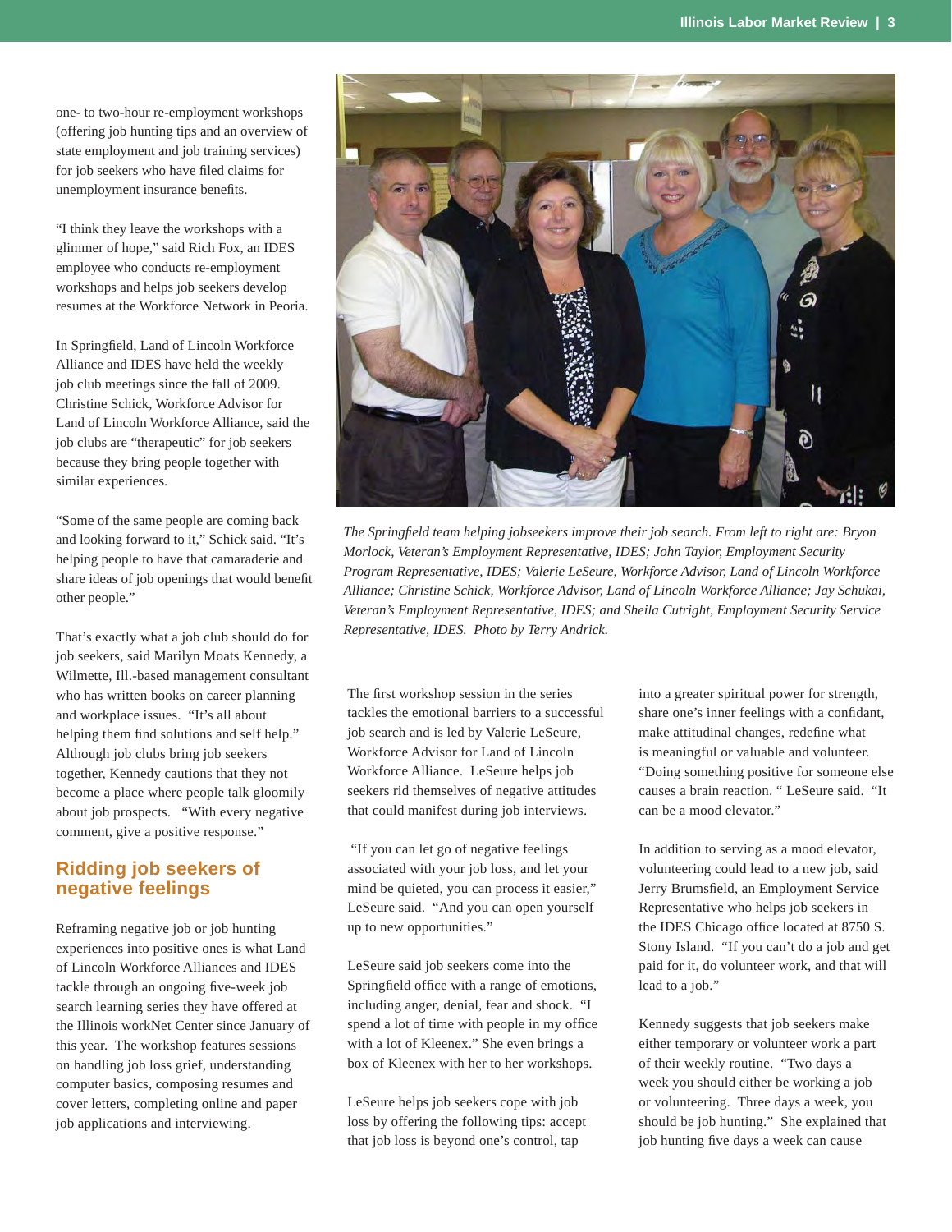one- to two-hour re-employment workshops (offering job hunting tips and an overview of state employment and job training services) for job seekers who have filed claims for unemployment insurance benefits.

"I think they leave the workshops with a glimmer of hope," said Rich Fox, an IDES employee who conducts re-employment workshops and helps job seekers develop resumes at the Workforce Network in Peoria.

In Springfield, Land of Lincoln Workforce Alliance and IDES have held the weekly job club meetings since the fall of 2009. Christine Schick, Workforce Advisor for Land of Lincoln Workforce Alliance, said the job clubs are "therapeutic" for job seekers because they bring people together with similar experiences.

"Some of the same people are coming back and looking forward to it," Schick said. "It's helping people to have that camaraderie and share ideas of job openings that would benefit other people."

That's exactly what a job club should do for job seekers, said Marilyn Moats Kennedy, a Wilmette, Ill.-based management consultant who has written books on career planning and workplace issues. "It's all about helping them find solutions and self help." Although job clubs bring job seekers together, Kennedy cautions that they not become a place where people talk gloomily about job prospects. "With every negative comment, give a positive response."

## Ridding job seekers of negative feelings

Reframing negative job or job hunting experiences into positive ones is what Land of Lincoln Workforce Alliances and IDES tackle through an ongoing five-week job search learning series they have offered at the Illinois workNet Center since January of this year. The workshop features sessions on handling job loss grief, understanding computer basics, composing resumes and cover letters, completing online and paper job applications and interviewing.

*The Springfield team helping jobseekers improve their job search. From left to right are: Bryon Morlock, Veteran's Employment Representative, IDES; John Taylor, Employment Security Program Representative, IDES; Valerie LeSeure, Workforce Advisor, Land of Lincoln Workforce Alliance; Christine Schick, Workforce Advisor, Land of Lincoln Workforce Alliance; Jay Schukai, Veteran's Employment Representative, IDES; and Sheila Cutright, Employment Security Service Representative, IDES. Photo by Terry Andrick.*

The first workshop session in the series tackles the emotional barriers to a successful job search and is led by Valerie LeSeure, Workforce Advisor for Land of Lincoln Workforce Alliance. LeSeure helps job seekers rid themselves of negative attitudes that could manifest during job interviews.

"If you can let go of negative feelings associated with your job loss, and let your mind be quieted, you can process it easier," LeSeure said. "And you can open yourself up to new opportunities."

LeSeure said job seekers come into the Springfield office with a range of emotions, including anger, denial, fear and shock. "I spend a lot of time with people in my office with a lot of Kleenex." She even brings a box of Kleenex with her to her workshops.

LeSeure helps job seekers cope with job loss by offering the following tips: accept that job loss is beyond one's control, tap into a greater spiritual power for strength, share one's inner feelings with a confidant, make attitudinal changes, redefine what is meaningful or valuable and volunteer. "Doing something positive for someone else causes a brain reaction. " LeSeure said. "It can be a mood elevator."

In addition to serving as a mood elevator, volunteering could lead to a new job, said Jerry Brumsfield, an Employment Service Representative who helps job seekers in the IDES Chicago office located at 8750 S. Stony Island. "If you can't do a job and get paid for it, do volunteer work, and that will lead to a job."

Kennedy suggests that job seekers make either temporary or volunteer work a part of their weekly routine. "Two days a week you should either be working a job or volunteering. Three days a week, you should be job hunting." She explained that job hunting five days a week can cause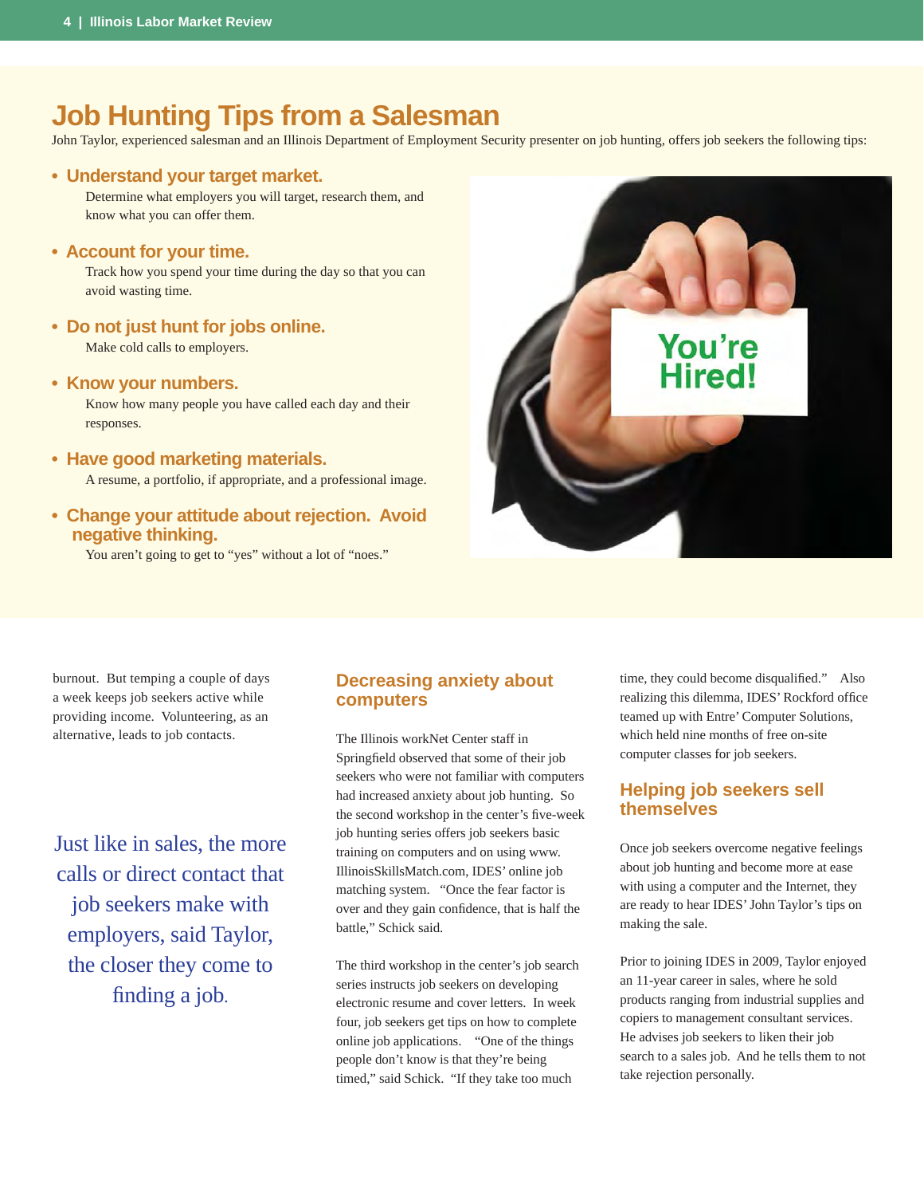# Job Hunting Tips from a Salesman

John Taylor, experienced salesman and an Illinois Department of Employment Security presenter on job hunting, offers job seekers the following tips:

- **Understand your target market.**
  Determine what employers you will target, research them, and know what you can offer them.

- **Account for your time.**
  Track how you spend your time during the day so that you can avoid wasting time.

- **Do not just hunt for jobs online.**
  Make cold calls to employers.

- **Know your numbers.**
  Know how many people you have called each day and their responses.

- **Have good marketing materials.**
  A resume, a portfolio, if appropriate, and a professional image.

- **Change your attitude about rejection. Avoid negative thinking.**
  You aren't going to get to "yes" without a lot of "noes."

burnout. But temping a couple of days a week keeps job seekers active while providing income. Volunteering, as an alternative, leads to job contacts.

> Just like in sales, the more calls or direct contact that job seekers make with employers, said Taylor, the closer they come to finding a job.

## Decreasing anxiety about computers

The Illinois workNet Center staff in Springfield observed that some of their job seekers who were not familiar with computers had increased anxiety about job hunting. So the second workshop in the center's five-week job hunting series offers job seekers basic training on computers and on using www.IllinoisSkillsMatch.com, IDES' online job matching system. "Once the fear factor is over and they gain confidence, that is half the battle," Schick said.

The third workshop in the center's job search series instructs job seekers on developing electronic resume and cover letters. In week four, job seekers get tips on how to complete online job applications. "One of the things people don't know is that they're being timed," said Schick. "If they take too much time, they could become disqualified." Also realizing this dilemma, IDES' Rockford office teamed up with Entre' Computer Solutions, which held nine months of free on-site computer classes for job seekers.

## Helping job seekers sell themselves

Once job seekers overcome negative feelings about job hunting and become more at ease with using a computer and the Internet, they are ready to hear IDES' John Taylor's tips on making the sale.

Prior to joining IDES in 2009, Taylor enjoyed an 11-year career in sales, where he sold products ranging from industrial supplies and copiers to management consultant services. He advises job seekers to liken their job search to a sales job. And he tells them to not take rejection personally.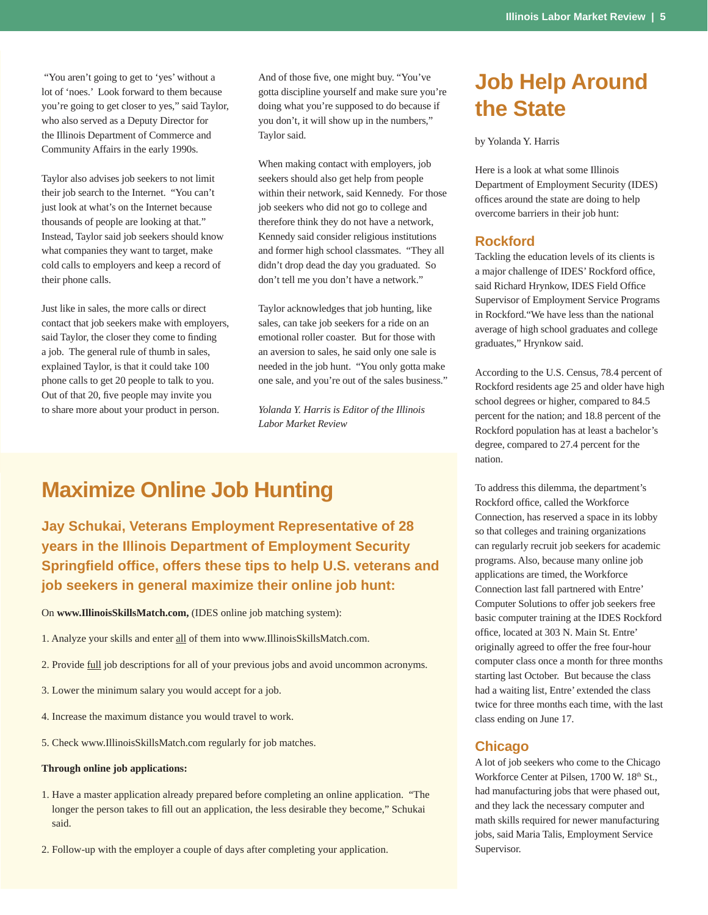"You aren't going to get to 'yes' without a lot of 'noes.' Look forward to them because you're going to get closer to yes," said Taylor, who also served as a Deputy Director for the Illinois Department of Commerce and Community Affairs in the early 1990s.

Taylor also advises job seekers to not limit their job search to the Internet. "You can't just look at what's on the Internet because thousands of people are looking at that." Instead, Taylor said job seekers should know what companies they want to target, make cold calls to employers and keep a record of their phone calls.

Just like in sales, the more calls or direct contact that job seekers make with employers, said Taylor, the closer they come to finding a job. The general rule of thumb in sales, explained Taylor, is that it could take 100 phone calls to get 20 people to talk to you. Out of that 20, five people may invite you to share more about your product in person. And of those five, one might buy. "You've gotta discipline yourself and make sure you're doing what you're supposed to do because if you don't, it will show up in the numbers," Taylor said.

When making contact with employers, job seekers should also get help from people within their network, said Kennedy. For those job seekers who did not go to college and therefore think they do not have a network, Kennedy said consider religious institutions and former high school classmates. "They all didn't drop dead the day you graduated. So don't tell me you don't have a network."

Taylor acknowledges that job hunting, like sales, can take job seekers for a ride on an emotional roller coaster. But for those with an aversion to sales, he said only one sale is needed in the job hunt. "You only gotta make one sale, and you're out of the sales business."

*Yolanda Y. Harris is Editor of the Illinois Labor Market Review*

# Maximize Online Job Hunting

**Jay Schukai, Veterans Employment Representative of 28 years in the Illinois Department of Employment Security Springfield office, offers these tips to help U.S. veterans and job seekers in general maximize their online job hunt:**

On **www.IllinoisSkillsMatch.com,** (IDES online job matching system):

1. Analyze your skills and enter <u>all</u> of them into www.IllinoisSkillsMatch.com.
2. Provide <u>full</u> job descriptions for all of your previous jobs and avoid uncommon acronyms.
3. Lower the minimum salary you would accept for a job.
4. Increase the maximum distance you would travel to work.
5. Check www.IllinoisSkillsMatch.com regularly for job matches.

**Through online job applications:**

1. Have a master application already prepared before completing an online application. "The longer the person takes to fill out an application, the less desirable they become," Schukai said.
2. Follow-up with the employer a couple of days after completing your application.

# Job Help Around the State

by Yolanda Y. Harris

Here is a look at what some Illinois Department of Employment Security (IDES) offices around the state are doing to help overcome barriers in their job hunt:

## Rockford

Tackling the education levels of its clients is a major challenge of IDES' Rockford office, said Richard Hrynkow, IDES Field Office Supervisor of Employment Service Programs in Rockford."We have less than the national average of high school graduates and college graduates," Hrynkow said.

According to the U.S. Census, 78.4 percent of Rockford residents age 25 and older have high school degrees or higher, compared to 84.5 percent for the nation; and 18.8 percent of the Rockford population has at least a bachelor's degree, compared to 27.4 percent for the nation.

To address this dilemma, the department's Rockford office, called the Workforce Connection, has reserved a space in its lobby so that colleges and training organizations can regularly recruit job seekers for academic programs. Also, because many online job applications are timed, the Workforce Connection last fall partnered with Entre' Computer Solutions to offer job seekers free basic computer training at the IDES Rockford office, located at 303 N. Main St. Entre' originally agreed to offer the free four-hour computer class once a month for three months starting last October. But because the class had a waiting list, Entre' extended the class twice for three months each time, with the last class ending on June 17.

## Chicago

A lot of job seekers who come to the Chicago Workforce Center at Pilsen, 1700 W. 18th St., had manufacturing jobs that were phased out, and they lack the necessary computer and math skills required for newer manufacturing jobs, said Maria Talis, Employment Service Supervisor.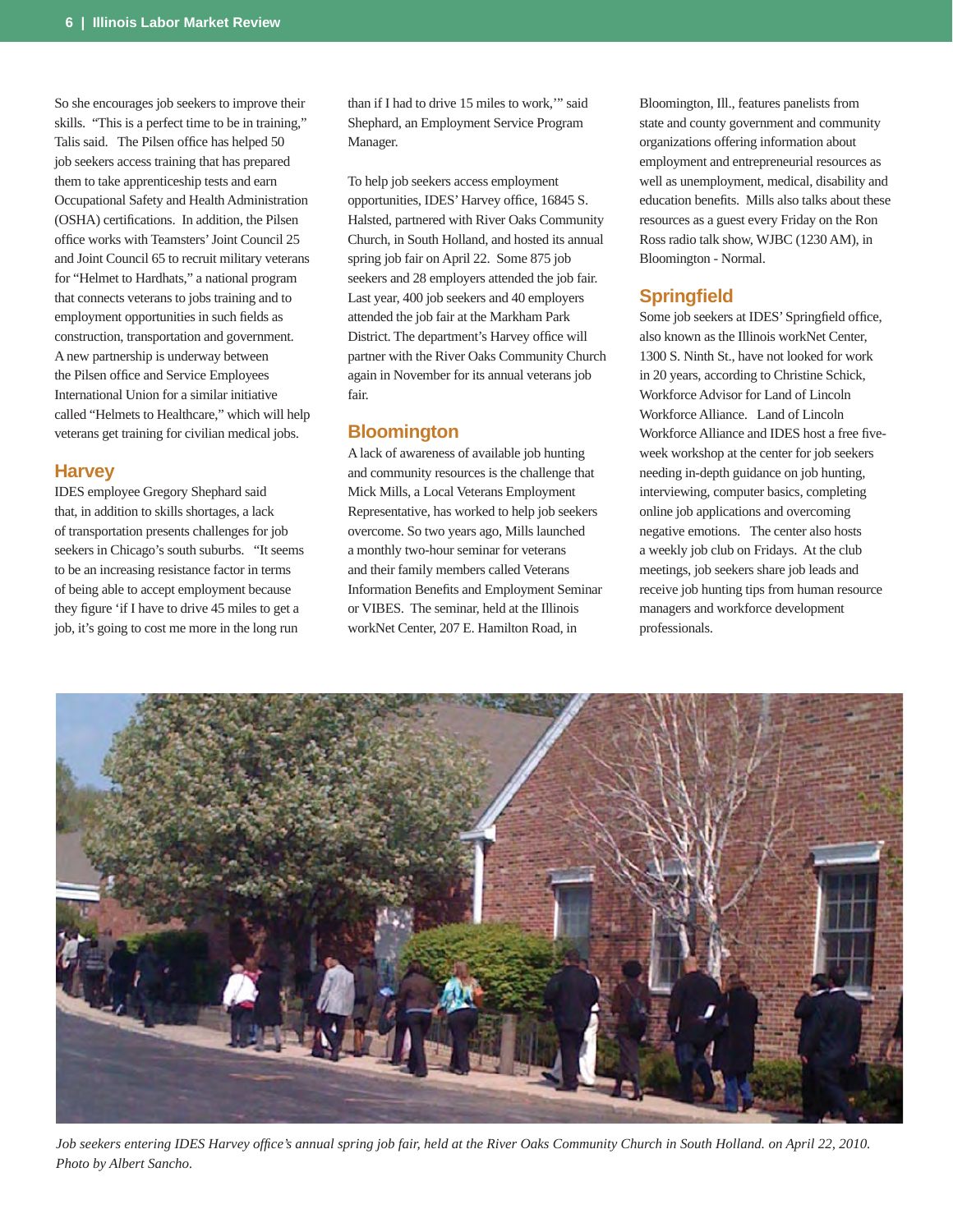So she encourages job seekers to improve their skills. "This is a perfect time to be in training," Talis said. The Pilsen office has helped 50 job seekers access training that has prepared them to take apprenticeship tests and earn Occupational Safety and Health Administration (OSHA) certifications. In addition, the Pilsen office works with Teamsters' Joint Council 25 and Joint Council 65 to recruit military veterans for "Helmet to Hardhats," a national program that connects veterans to jobs training and to employment opportunities in such fields as construction, transportation and government. A new partnership is underway between the Pilsen office and Service Employees International Union for a similar initiative called "Helmets to Healthcare," which will help veterans get training for civilian medical jobs.

## Harvey

IDES employee Gregory Shephard said that, in addition to skills shortages, a lack of transportation presents challenges for job seekers in Chicago's south suburbs. "It seems to be an increasing resistance factor in terms of being able to accept employment because they figure 'if I have to drive 45 miles to get a job, it's going to cost me more in the long run than if I had to drive 15 miles to work,'" said Shephard, an Employment Service Program Manager.

To help job seekers access employment opportunities, IDES' Harvey office, 16845 S. Halsted, partnered with River Oaks Community Church, in South Holland, and hosted its annual spring job fair on April 22. Some 875 job seekers and 28 employers attended the job fair. Last year, 400 job seekers and 40 employers attended the job fair at the Markham Park District. The department's Harvey office will partner with the River Oaks Community Church again in November for its annual veterans job fair.

## Bloomington

A lack of awareness of available job hunting and community resources is the challenge that Mick Mills, a Local Veterans Employment Representative, has worked to help job seekers overcome. So two years ago, Mills launched a monthly two-hour seminar for veterans and their family members called Veterans Information Benefits and Employment Seminar or VIBES. The seminar, held at the Illinois workNet Center, 207 E. Hamilton Road, in Bloomington, Ill., features panelists from state and county government and community organizations offering information about employment and entrepreneurial resources as well as unemployment, medical, disability and education benefits. Mills also talks about these resources as a guest every Friday on the Ron Ross radio talk show, WJBC (1230 AM), in Bloomington - Normal.

## Springfield

Some job seekers at IDES' Springfield office, also known as the Illinois workNet Center, 1300 S. Ninth St., have not looked for work in 20 years, according to Christine Schick, Workforce Advisor for Land of Lincoln Workforce Alliance. Land of Lincoln Workforce Alliance and IDES host a free five-week workshop at the center for job seekers needing in-depth guidance on job hunting, interviewing, computer basics, completing online job applications and overcoming negative emotions. The center also hosts a weekly job club on Fridays. At the club meetings, job seekers share job leads and receive job hunting tips from human resource managers and workforce development professionals.

*Job seekers entering IDES Harvey office's annual spring job fair, held at the River Oaks Community Church in South Holland. on April 22, 2010. Photo by Albert Sancho.*